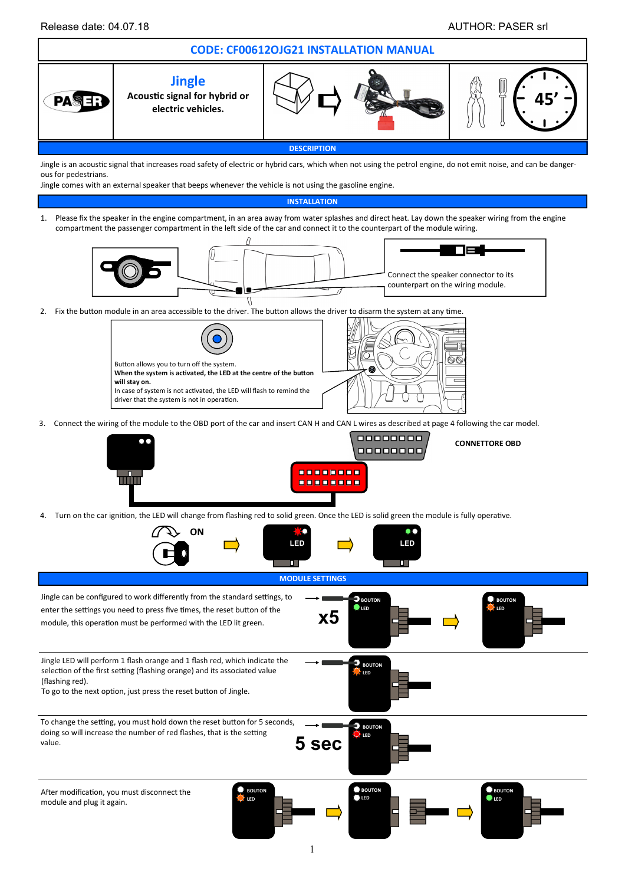Release date: 04.07.18 AUTHOR: PASER srl

# CODE: CF00612OJG21 INSTALLATION MANUAL

## Jingle

**Acoustic signal for hybrid or electric vehicles.**

45’

## DESCRIPTION

Jingle is an acoustic signal that increases road safety of electric or hybrid cars, which when not using the petrol engine, do not emit noise, and can be dangerous for pedestrians.

Jingle comes with an external speaker that beeps whenever the vehicle is not using the gasoline engine.

## INSTALLATION

1. Please fix the speaker in the engine compartment, in an area away from water splashes and direct heat. Lay down the speaker wiring from the engine compartment the passenger compartment in the left side of the car and connect it to the counterpart of the module wiring.

Connect the speaker connector to its counterpart on the wiring module.

2. Fix the button module in an area accessible to the driver. The button allows the driver to disarm the system at any time.

Button allows you to turn off the system.
**When the system is activated, the LED at the centre of the button will stay on.**
In case of system is not activated, the LED will flash to remind the driver that the system is not in operation.

3. Connect the wiring of the module to the OBD port of the car and insert CAN H and CAN L wires as described at page 4 following the car model.

**CONNETTORE OBD**

4. Turn on the car ignition, the LED will change from flashing red to solid green. Once the LED is solid green the module is fully operative.

ON LED LED

## MODULE SETTINGS

Jingle can be configured to work differently from the standard settings, to enter the settings you need to press five times, the reset button of the module, this operation must be performed with the LED lit green.

x5 BOUTON LED BOUTON LED

Jingle LED will perform 1 flash orange and 1 flash red, which indicate the selection of the first setting (flashing orange) and its associated value (flashing red).
To go to the next option, just press the reset button of Jingle.

BOUTON LED

To change the setting, you must hold down the reset button for 5 seconds, doing so will increase the number of red flashes, that is the setting value.

5 sec BOUTON LED

After modification, you must disconnect the module and plug it again.

BOUTON LED BOUTON LED BOUTON LED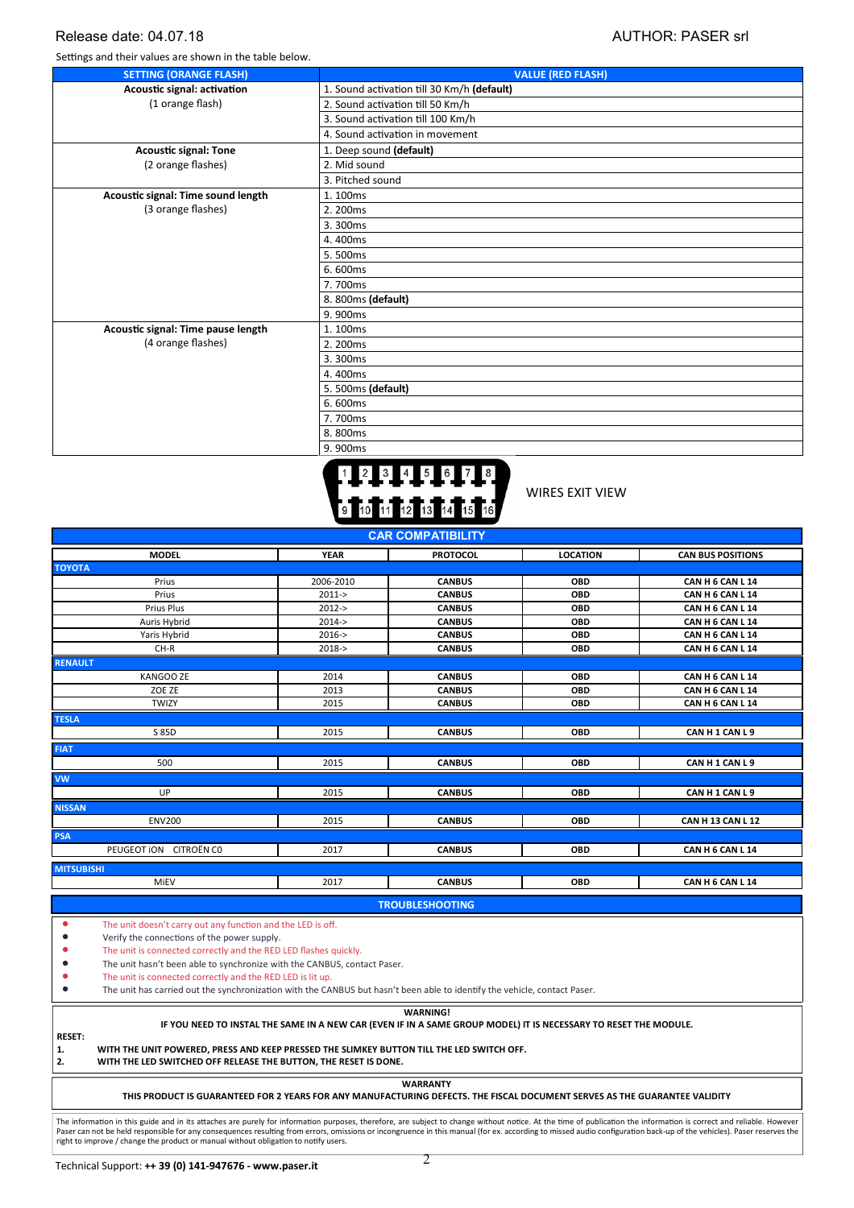Release date: 04.07.18

AUTHOR: PASER srl

Settings and their values are shown in the table below.

| SETTING (ORANGE FLASH) | VALUE (RED FLASH) |
|---|---|
| **Acoustic signal: activation** (1 orange flash) | 1. Sound activation till 30 Km/h **(default)** |
| | 2. Sound activation till 50 Km/h |
| | 3. Sound activation till 100 Km/h |
| | 4. Sound activation in movement |
| **Acoustic signal: Tone** (2 orange flashes) | 1. Deep sound **(default)** |
| | 2. Mid sound |
| | 3. Pitched sound |
| **Acoustic signal: Time sound length** (3 orange flashes) | 1. 100ms |
| | 2. 200ms |
| | 3. 300ms |
| | 4. 400ms |
| | 5. 500ms |
| | 6. 600ms |
| | 7. 700ms |
| | 8. 800ms **(default)** |
| | 9. 900ms |
| **Acoustic signal: Time pause length** (4 orange flashes) | 1. 100ms |
| | 2. 200ms |
| | 3. 300ms |
| | 4. 400ms |
| | 5. 500ms **(default)** |
| | 6. 600ms |
| | 7. 700ms |
| | 8. 800ms |
| | 9. 900ms |

1 2 3 4 5 6 7 8
9 10 11 12 13 14 15 16

WIRES EXIT VIEW

## CAR COMPATIBILITY

| MODEL | YEAR | PROTOCOL | LOCATION | CAN BUS POSITIONS |
|---|---|---|---|---|
| **TOYOTA** | | | | |
| Prius | 2006-2010 | CANBUS | OBD | CAN H 6 CAN L 14 |
| Prius | 2011-> | CANBUS | OBD | CAN H 6 CAN L 14 |
| Prius Plus | 2012-> | CANBUS | OBD | CAN H 6 CAN L 14 |
| Auris Hybrid | 2014-> | CANBUS | OBD | CAN H 6 CAN L 14 |
| Yaris Hybrid | 2016-> | CANBUS | OBD | CAN H 6 CAN L 14 |
| CH-R | 2018-> | CANBUS | OBD | CAN H 6 CAN L 14 |
| **RENAULT** | | | | |
| KANGOO ZE | 2014 | CANBUS | OBD | CAN H 6 CAN L 14 |
| ZOE ZE | 2013 | CANBUS | OBD | CAN H 6 CAN L 14 |
| TWIZY | 2015 | CANBUS | OBD | CAN H 6 CAN L 14 |
| **TESLA** | | | | |
| S 85D | 2015 | CANBUS | OBD | CAN H 1 CAN L 9 |
| **FIAT** | | | | |
| 500 | 2015 | CANBUS | OBD | CAN H 1 CAN L 9 |
| **VW** | | | | |
| UP | 2015 | CANBUS | OBD | CAN H 1 CAN L 9 |
| **NISSAN** | | | | |
| ENV200 | 2015 | CANBUS | OBD | CAN H 13 CAN L 12 |
| **PSA** | | | | |
| PEUGEOT iON CITROËN C0 | 2017 | CANBUS | OBD | CAN H 6 CAN L 14 |
| **MITSUBISHI** | | | | |
| MiEV | 2017 | CANBUS | OBD | CAN H 6 CAN L 14 |

## TROUBLESHOOTING

- The unit doesn't carry out any function and the LED is off.
- Verify the connections of the power supply.
- The unit is connected correctly and the RED LED flashes quickly.
- The unit hasn't been able to synchronize with the CANBUS, contact Paser.
- The unit is connected correctly and the RED LED is lit up.
- The unit has carried out the synchronization with the CANBUS but hasn't been able to identify the vehicle, contact Paser.

**WARNING!**

**IF YOU NEED TO INSTAL THE SAME IN A NEW CAR (EVEN IF IN A SAME GROUP MODEL) IT IS NECESSARY TO RESET THE MODULE.**

**RESET:**

1. **WITH THE UNIT POWERED, PRESS AND KEEP PRESSED THE SLIMKEY BUTTON TILL THE LED SWITCH OFF.**
2. **WITH THE LED SWITCHED OFF RELEASE THE BUTTON, THE RESET IS DONE.**

**WARRANTY**

**THIS PRODUCT IS GUARANTEED FOR 2 YEARS FOR ANY MANUFACTURING DEFECTS. THE FISCAL DOCUMENT SERVES AS THE GUARANTEE VALIDITY**

The information in this guide and in its attaches are purely for information purposes, therefore, are subject to change without notice. At the time of publication the information is correct and reliable. However Paser can not be held responsible for any consequences resulting from errors, omissions or incongruence in this manual (for ex. according to missed audio configuration back-up of the vehicles). Paser reserves the right to improve / change the product or manual without obligation to notify users.

Technical Support: **++ 39 (0) 141-947676 - www.paser.it**